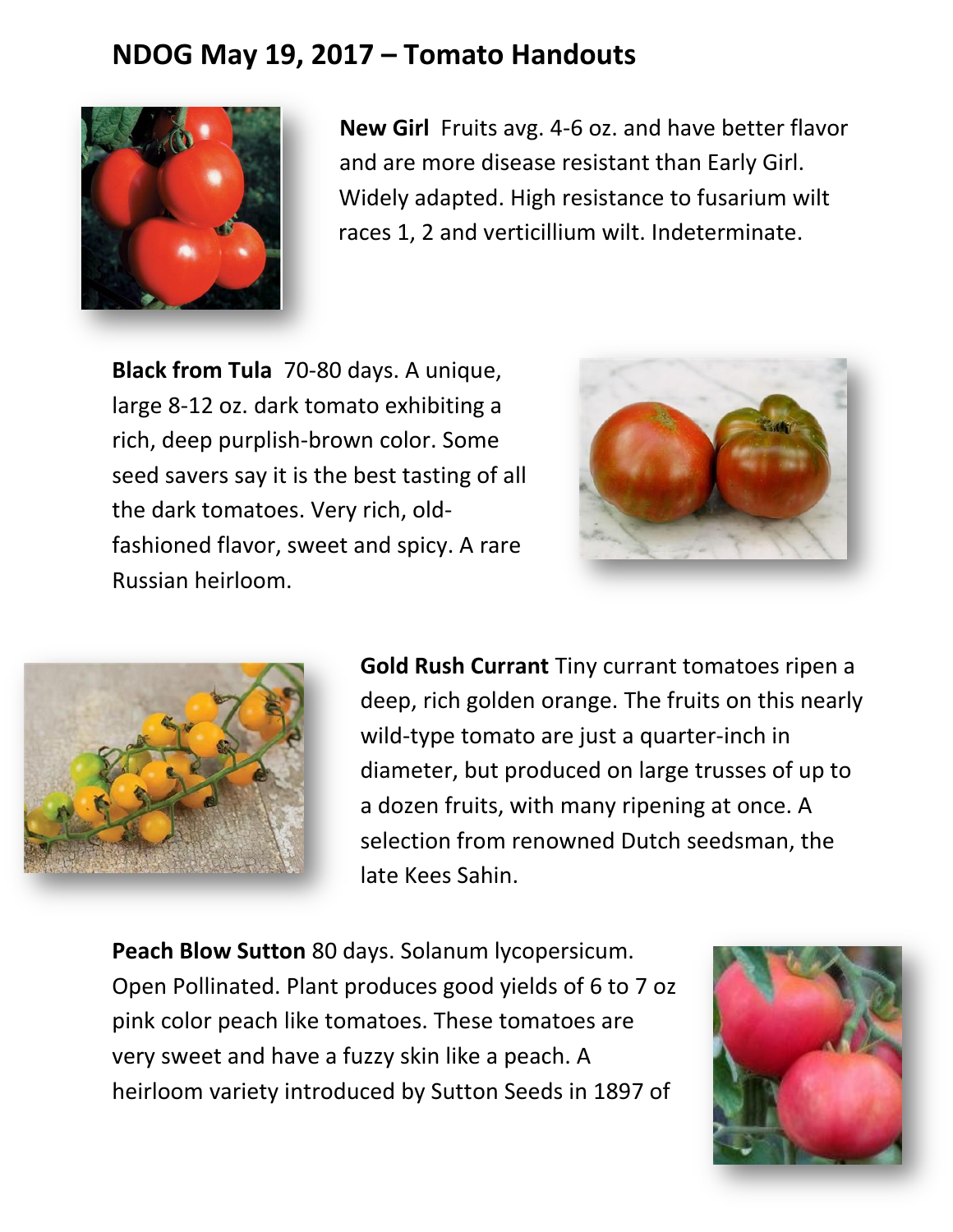## NDOG May 19, 2017 – Tomato Handouts

**New Girl** Fruits avg. 4-6 oz. and have better flavor and are more disease resistant than Early Girl. Widely adapted. High resistance to fusarium wilt races 1, 2 and verticillium wilt. Indeterminate.

**Black from Tula** 70-80 days. A unique, large 8-12 oz. dark tomato exhibiting a rich, deep purplish-brown color. Some seed savers say it is the best tasting of all the dark tomatoes. Very rich, old-fashioned flavor, sweet and spicy. A rare Russian heirloom.

**Gold Rush Currant** Tiny currant tomatoes ripen a deep, rich golden orange. The fruits on this nearly wild-type tomato are just a quarter-inch in diameter, but produced on large trusses of up to a dozen fruits, with many ripening at once. A selection from renowned Dutch seedsman, the late Kees Sahin.

**Peach Blow Sutton** 80 days. Solanum lycopersicum. Open Pollinated. Plant produces good yields of 6 to 7 oz pink color peach like tomatoes. These tomatoes are very sweet and have a fuzzy skin like a peach. A heirloom variety introduced by Sutton Seeds in 1897 of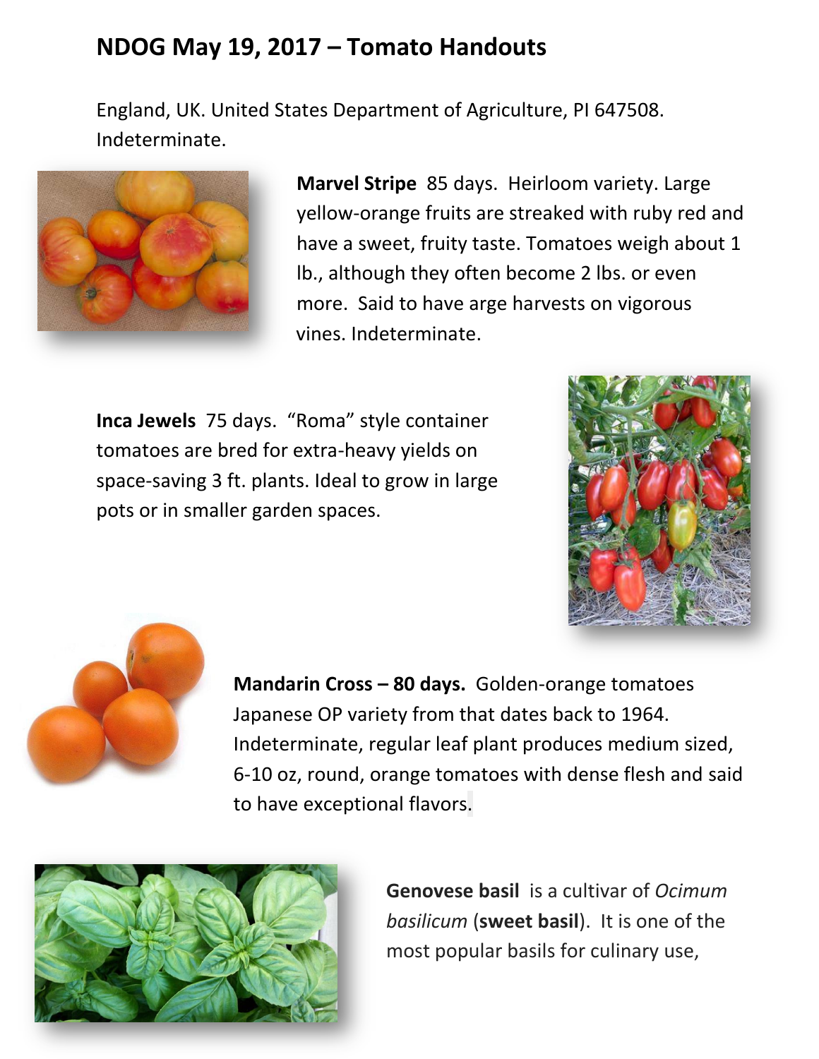## NDOG May 19, 2017 – Tomato Handouts

England, UK. United States Department of Agriculture, PI 647508. Indeterminate.

**Marvel Stripe** 85 days. Heirloom variety. Large yellow-orange fruits are streaked with ruby red and have a sweet, fruity taste. Tomatoes weigh about 1 lb., although they often become 2 lbs. or even more. Said to have arge harvests on vigorous vines. Indeterminate.

**Inca Jewels** 75 days. "Roma" style container tomatoes are bred for extra-heavy yields on space-saving 3 ft. plants. Ideal to grow in large pots or in smaller garden spaces.

**Mandarin Cross – 80 days.** Golden-orange tomatoes Japanese OP variety from that dates back to 1964. Indeterminate, regular leaf plant produces medium sized, 6-10 oz, round, orange tomatoes with dense flesh and said to have exceptional flavors.

**Genovese basil** is a cultivar of *Ocimum basilicum* (**sweet basil**). It is one of the most popular basils for culinary use,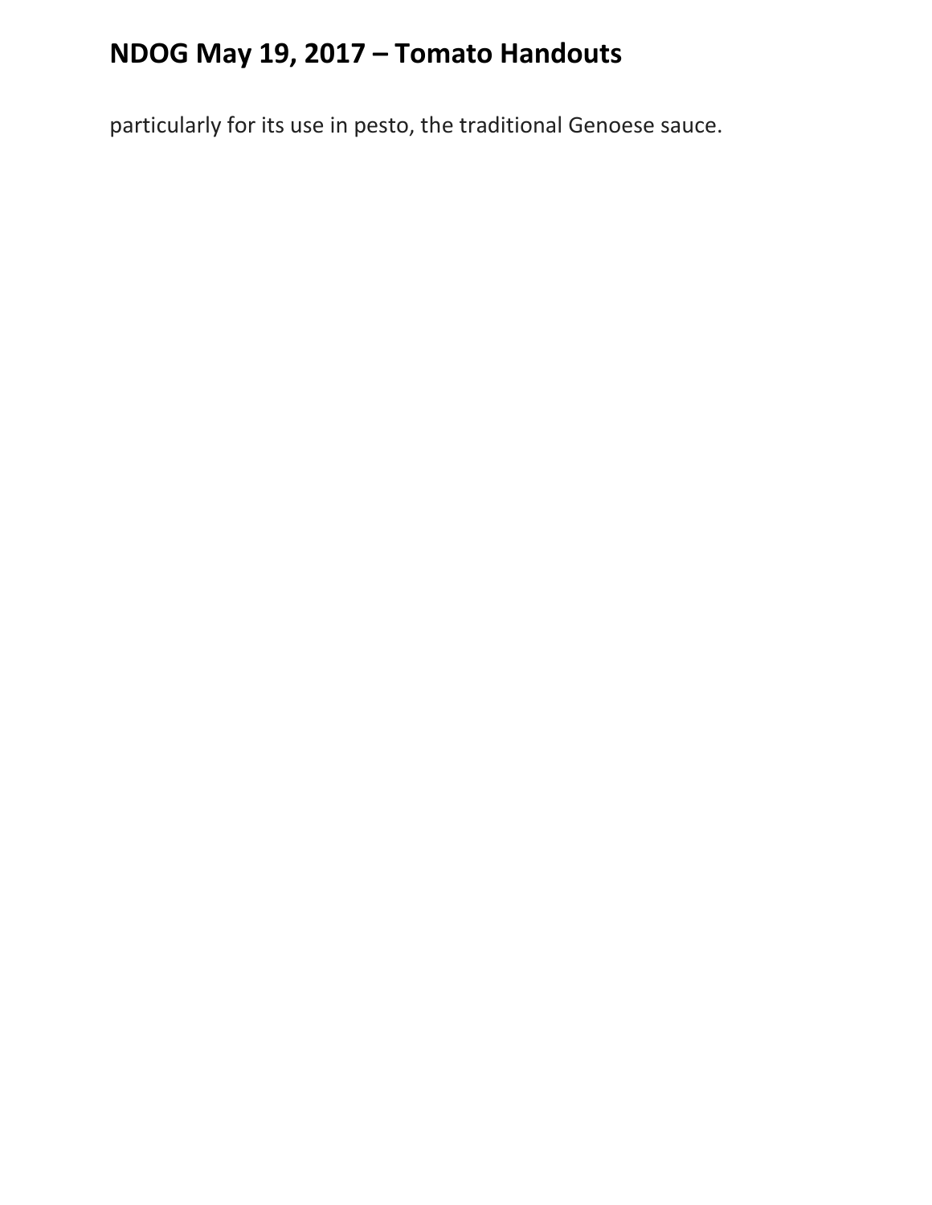particularly for its use in pesto, the traditional Genoese sauce.